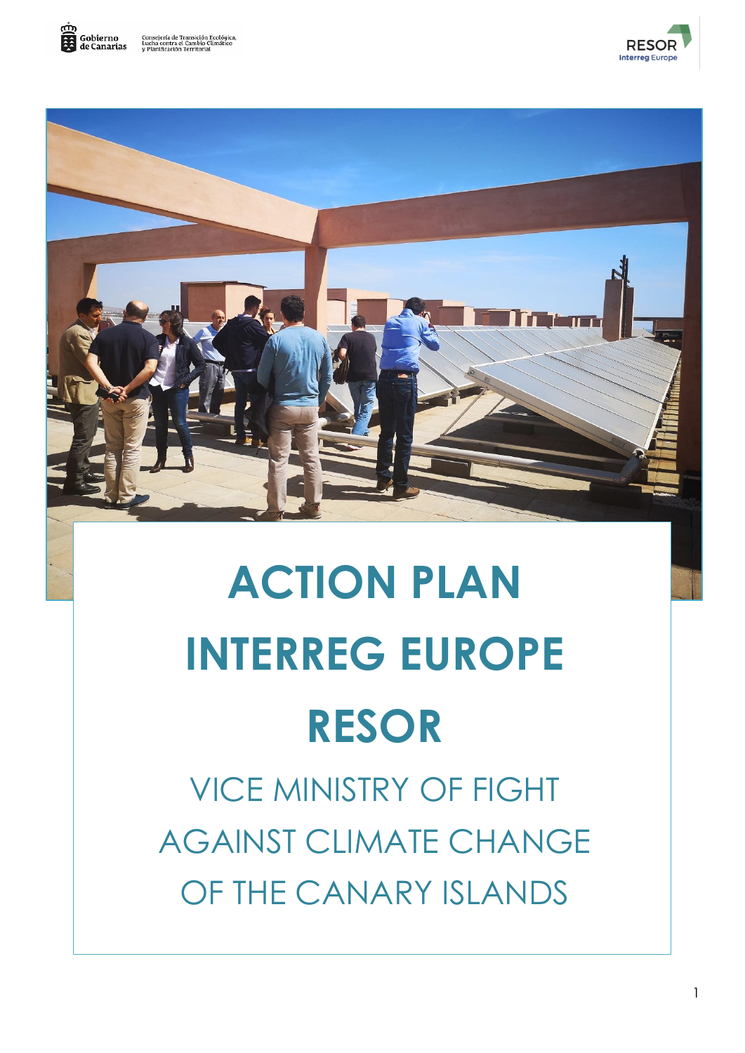Gobierno de Canarias

Consejería de Transición Ecológica, Lucha contra el Cambio Climático y Planificación Territorial

RESOR Interreg Europe

# ACTION PLAN INTERREG EUROPE RESOR

## VICE MINISTRY OF FIGHT AGAINST CLIMATE CHANGE OF THE CANARY ISLANDS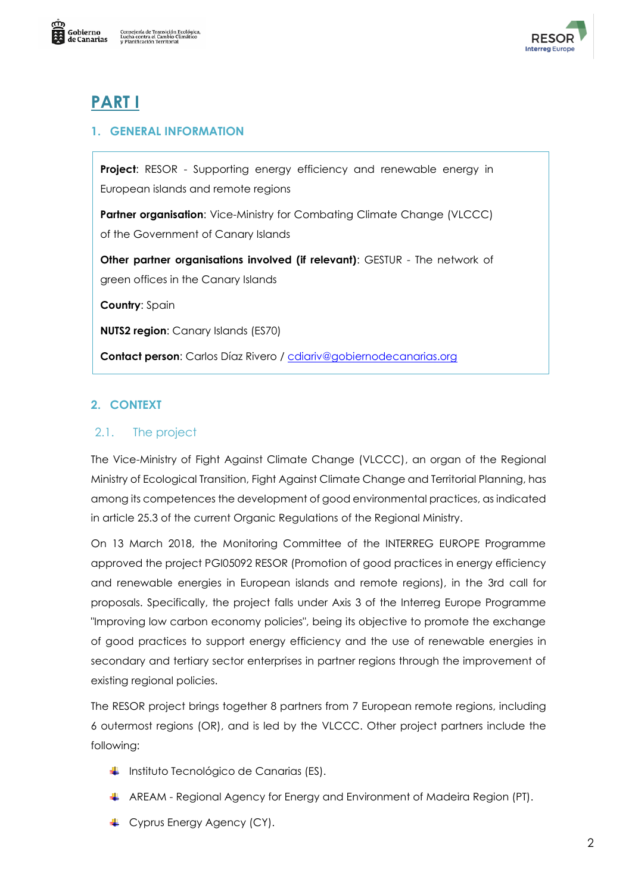# PART I

## 1. GENERAL INFORMATION

**Project**: RESOR - Supporting energy efficiency and renewable energy in European islands and remote regions

**Partner organisation**: Vice-Ministry for Combating Climate Change (VLCCC) of the Government of Canary Islands

**Other partner organisations involved (if relevant)**: GESTUR - The network of green offices in the Canary Islands

**Country**: Spain

**NUTS2 region**: Canary Islands (ES70)

**Contact person**: Carlos Díaz Rivero / cdiariv@gobiernodecanarias.org

## 2. CONTEXT

### 2.1. The project

The Vice-Ministry of Fight Against Climate Change (VLCCC), an organ of the Regional Ministry of Ecological Transition, Fight Against Climate Change and Territorial Planning, has among its competences the development of good environmental practices, as indicated in article 25.3 of the current Organic Regulations of the Regional Ministry.

On 13 March 2018, the Monitoring Committee of the INTERREG EUROPE Programme approved the project PGI05092 RESOR (Promotion of good practices in energy efficiency and renewable energies in European islands and remote regions), in the 3rd call for proposals. Specifically, the project falls under Axis 3 of the Interreg Europe Programme "Improving low carbon economy policies", being its objective to promote the exchange of good practices to support energy efficiency and the use of renewable energies in secondary and tertiary sector enterprises in partner regions through the improvement of existing regional policies.

The RESOR project brings together 8 partners from 7 European remote regions, including 6 outermost regions (OR), and is led by the VLCCC. Other project partners include the following:

- Instituto Tecnológico de Canarias (ES).
- AREAM - Regional Agency for Energy and Environment of Madeira Region (PT).
- Cyprus Energy Agency (CY).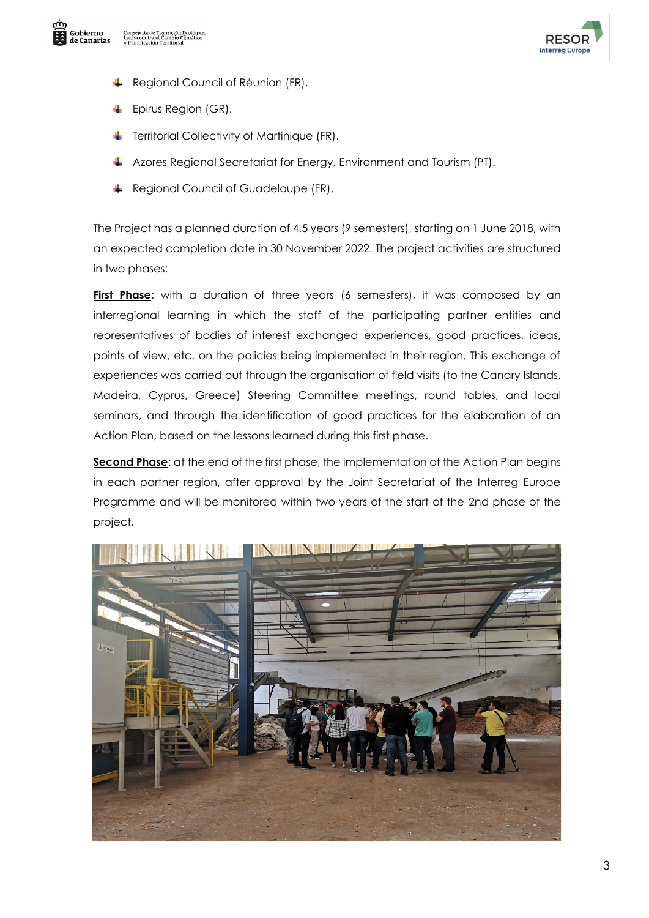- Regional Council of Réunion (FR).
- Epirus Region (GR).
- Territorial Collectivity of Martinique (FR).
- Azores Regional Secretariat for Energy, Environment and Tourism (PT).
- Regional Council of Guadeloupe (FR).

The Project has a planned duration of 4.5 years (9 semesters), starting on 1 June 2018, with an expected completion date in 30 November 2022. The project activities are structured in two phases:

**First Phase**: with a duration of three years (6 semesters), it was composed by an interregional learning in which the staff of the participating partner entities and representatives of bodies of interest exchanged experiences, good practices, ideas, points of view, etc. on the policies being implemented in their region. This exchange of experiences was carried out through the organisation of field visits (to the Canary Islands, Madeira, Cyprus, Greece) Steering Committee meetings, round tables, and local seminars, and through the identification of good practices for the elaboration of an Action Plan, based on the lessons learned during this first phase.

**Second Phase**: at the end of the first phase, the implementation of the Action Plan begins in each partner region, after approval by the Joint Secretariat of the Interreg Europe Programme and will be monitored within two years of the start of the 2nd phase of the project.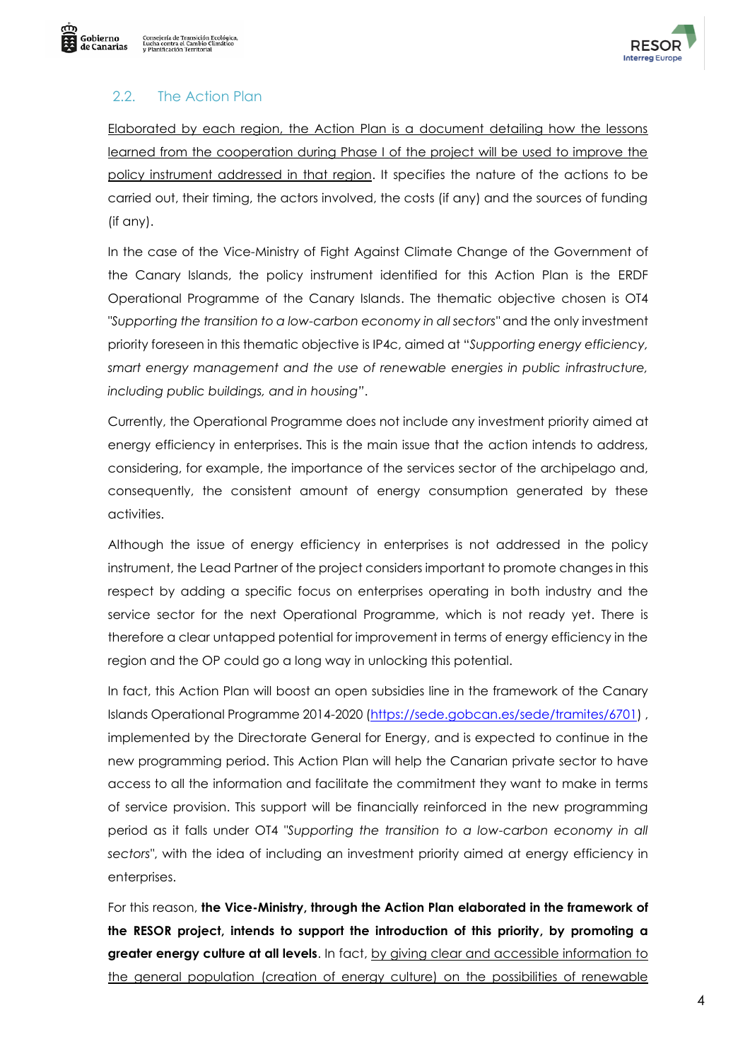## 2.2. The Action Plan

Elaborated by each region, the Action Plan is a document detailing how the lessons learned from the cooperation during Phase I of the project will be used to improve the policy instrument addressed in that region. It specifies the nature of the actions to be carried out, their timing, the actors involved, the costs (if any) and the sources of funding (if any).

In the case of the Vice-Ministry of Fight Against Climate Change of the Government of the Canary Islands, the policy instrument identified for this Action Plan is the ERDF Operational Programme of the Canary Islands. The thematic objective chosen is OT4 "*Supporting the transition to a low-carbon economy in all sectors*" and the only investment priority foreseen in this thematic objective is IP4c, aimed at "*Supporting energy efficiency, smart energy management and the use of renewable energies in public infrastructure, including public buildings, and in housing*".

Currently, the Operational Programme does not include any investment priority aimed at energy efficiency in enterprises. This is the main issue that the action intends to address, considering, for example, the importance of the services sector of the archipelago and, consequently, the consistent amount of energy consumption generated by these activities.

Although the issue of energy efficiency in enterprises is not addressed in the policy instrument, the Lead Partner of the project considers important to promote changes in this respect by adding a specific focus on enterprises operating in both industry and the service sector for the next Operational Programme, which is not ready yet. There is therefore a clear untapped potential for improvement in terms of energy efficiency in the region and the OP could go a long way in unlocking this potential.

In fact, this Action Plan will boost an open subsidies line in the framework of the Canary Islands Operational Programme 2014-2020 (https://sede.gobcan.es/sede/tramites/6701) , implemented by the Directorate General for Energy, and is expected to continue in the new programming period. This Action Plan will help the Canarian private sector to have access to all the information and facilitate the commitment they want to make in terms of service provision. This support will be financially reinforced in the new programming period as it falls under OT4 "*Supporting the transition to a low-carbon economy in all sectors*", with the idea of including an investment priority aimed at energy efficiency in enterprises.

For this reason, **the Vice-Ministry, through the Action Plan elaborated in the framework of the RESOR project, intends to support the introduction of this priority, by promoting a greater energy culture at all levels**. In fact, by giving clear and accessible information to the general population (creation of energy culture) on the possibilities of renewable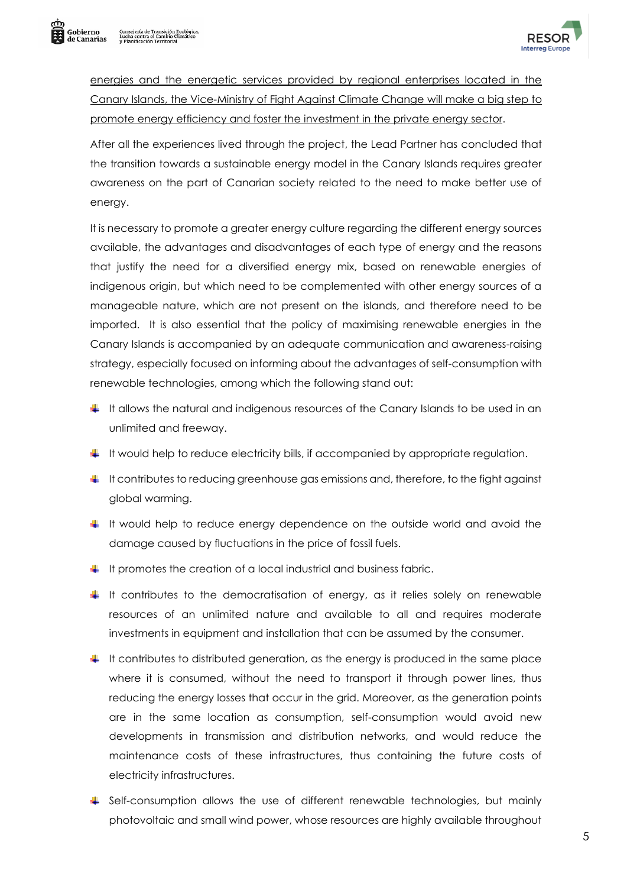energies and the energetic services provided by regional enterprises located in the Canary Islands, the Vice-Ministry of Fight Against Climate Change will make a big step to promote energy efficiency and foster the investment in the private energy sector.

After all the experiences lived through the project, the Lead Partner has concluded that the transition towards a sustainable energy model in the Canary Islands requires greater awareness on the part of Canarian society related to the need to make better use of energy.

It is necessary to promote a greater energy culture regarding the different energy sources available, the advantages and disadvantages of each type of energy and the reasons that justify the need for a diversified energy mix, based on renewable energies of indigenous origin, but which need to be complemented with other energy sources of a manageable nature, which are not present on the islands, and therefore need to be imported. It is also essential that the policy of maximising renewable energies in the Canary Islands is accompanied by an adequate communication and awareness-raising strategy, especially focused on informing about the advantages of self-consumption with renewable technologies, among which the following stand out:

- It allows the natural and indigenous resources of the Canary Islands to be used in an unlimited and freeway.
- It would help to reduce electricity bills, if accompanied by appropriate regulation.
- It contributes to reducing greenhouse gas emissions and, therefore, to the fight against global warming.
- It would help to reduce energy dependence on the outside world and avoid the damage caused by fluctuations in the price of fossil fuels.
- It promotes the creation of a local industrial and business fabric.
- It contributes to the democratisation of energy, as it relies solely on renewable resources of an unlimited nature and available to all and requires moderate investments in equipment and installation that can be assumed by the consumer.
- It contributes to distributed generation, as the energy is produced in the same place where it is consumed, without the need to transport it through power lines, thus reducing the energy losses that occur in the grid. Moreover, as the generation points are in the same location as consumption, self-consumption would avoid new developments in transmission and distribution networks, and would reduce the maintenance costs of these infrastructures, thus containing the future costs of electricity infrastructures.
- Self-consumption allows the use of different renewable technologies, but mainly photovoltaic and small wind power, whose resources are highly available throughout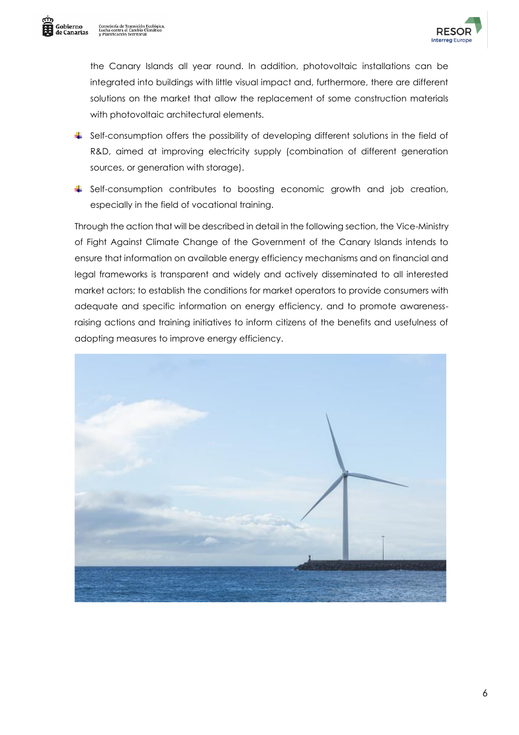the Canary Islands all year round. In addition, photovoltaic installations can be integrated into buildings with little visual impact and, furthermore, there are different solutions on the market that allow the replacement of some construction materials with photovoltaic architectural elements.

- Self-consumption offers the possibility of developing different solutions in the field of R&D, aimed at improving electricity supply (combination of different generation sources, or generation with storage).
- Self-consumption contributes to boosting economic growth and job creation, especially in the field of vocational training.

Through the action that will be described in detail in the following section, the Vice-Ministry of Fight Against Climate Change of the Government of the Canary Islands intends to ensure that information on available energy efficiency mechanisms and on financial and legal frameworks is transparent and widely and actively disseminated to all interested market actors; to establish the conditions for market operators to provide consumers with adequate and specific information on energy efficiency, and to promote awareness-raising actions and training initiatives to inform citizens of the benefits and usefulness of adopting measures to improve energy efficiency.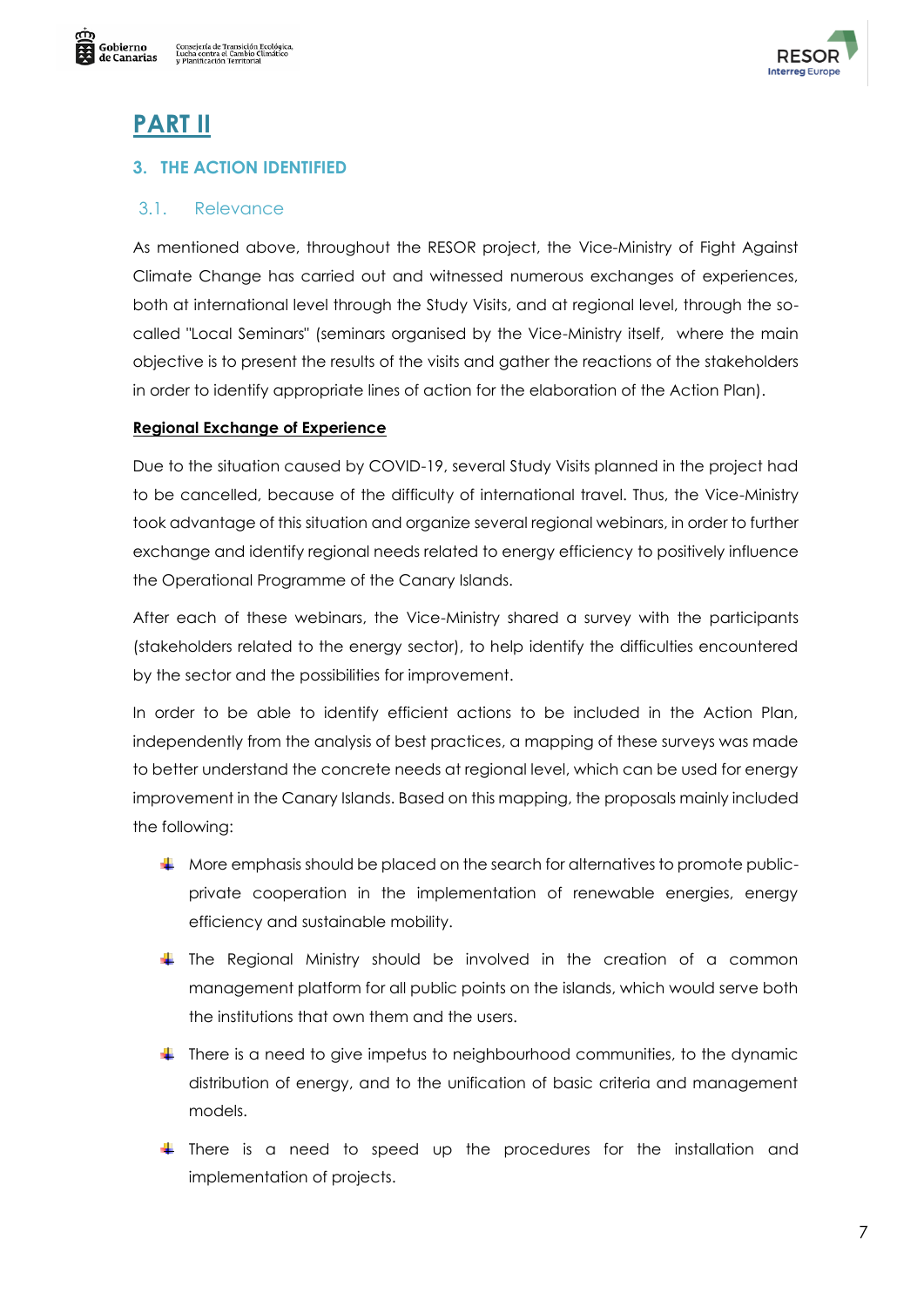# PART II

## 3. THE ACTION IDENTIFIED

### 3.1. Relevance

As mentioned above, throughout the RESOR project, the Vice-Ministry of Fight Against Climate Change has carried out and witnessed numerous exchanges of experiences, both at international level through the Study Visits, and at regional level, through the so-called "Local Seminars" (seminars organised by the Vice-Ministry itself, where the main objective is to present the results of the visits and gather the reactions of the stakeholders in order to identify appropriate lines of action for the elaboration of the Action Plan).

**Regional Exchange of Experience**

Due to the situation caused by COVID-19, several Study Visits planned in the project had to be cancelled, because of the difficulty of international travel. Thus, the Vice-Ministry took advantage of this situation and organize several regional webinars, in order to further exchange and identify regional needs related to energy efficiency to positively influence the Operational Programme of the Canary Islands.

After each of these webinars, the Vice-Ministry shared a survey with the participants (stakeholders related to the energy sector), to help identify the difficulties encountered by the sector and the possibilities for improvement.

In order to be able to identify efficient actions to be included in the Action Plan, independently from the analysis of best practices, a mapping of these surveys was made to better understand the concrete needs at regional level, which can be used for energy improvement in the Canary Islands. Based on this mapping, the proposals mainly included the following:

- More emphasis should be placed on the search for alternatives to promote public-private cooperation in the implementation of renewable energies, energy efficiency and sustainable mobility.
- The Regional Ministry should be involved in the creation of a common management platform for all public points on the islands, which would serve both the institutions that own them and the users.
- There is a need to give impetus to neighbourhood communities, to the dynamic distribution of energy, and to the unification of basic criteria and management models.
- There is a need to speed up the procedures for the installation and implementation of projects.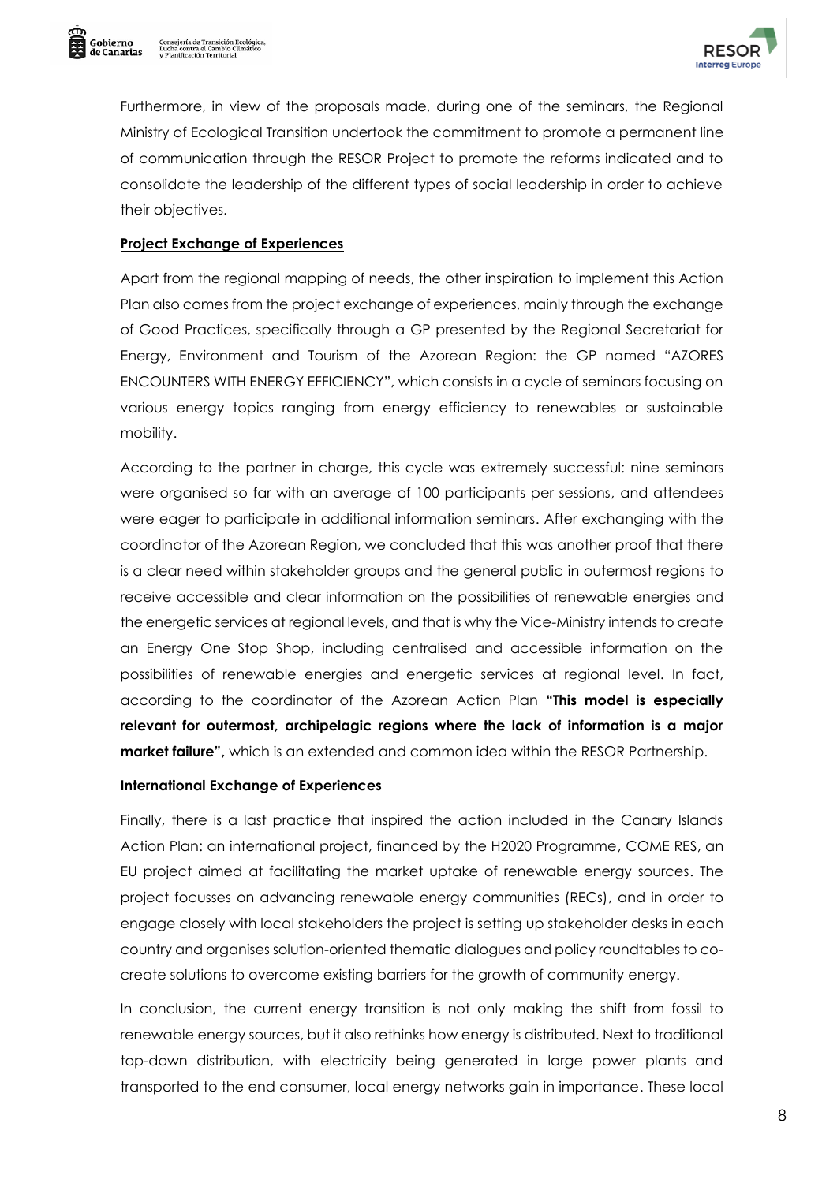Furthermore, in view of the proposals made, during one of the seminars, the Regional Ministry of Ecological Transition undertook the commitment to promote a permanent line of communication through the RESOR Project to promote the reforms indicated and to consolidate the leadership of the different types of social leadership in order to achieve their objectives.

**Project Exchange of Experiences**

Apart from the regional mapping of needs, the other inspiration to implement this Action Plan also comes from the project exchange of experiences, mainly through the exchange of Good Practices, specifically through a GP presented by the Regional Secretariat for Energy, Environment and Tourism of the Azorean Region: the GP named "AZORES ENCOUNTERS WITH ENERGY EFFICIENCY", which consists in a cycle of seminars focusing on various energy topics ranging from energy efficiency to renewables or sustainable mobility.

According to the partner in charge, this cycle was extremely successful: nine seminars were organised so far with an average of 100 participants per sessions, and attendees were eager to participate in additional information seminars. After exchanging with the coordinator of the Azorean Region, we concluded that this was another proof that there is a clear need within stakeholder groups and the general public in outermost regions to receive accessible and clear information on the possibilities of renewable energies and the energetic services at regional levels, and that is why the Vice-Ministry intends to create an Energy One Stop Shop, including centralised and accessible information on the possibilities of renewable energies and energetic services at regional level. In fact, according to the coordinator of the Azorean Action Plan **"This model is especially relevant for outermost, archipelagic regions where the lack of information is a major market failure",** which is an extended and common idea within the RESOR Partnership.

**International Exchange of Experiences**

Finally, there is a last practice that inspired the action included in the Canary Islands Action Plan: an international project, financed by the H2020 Programme, COME RES, an EU project aimed at facilitating the market uptake of renewable energy sources. The project focusses on advancing renewable energy communities (RECs), and in order to engage closely with local stakeholders the project is setting up stakeholder desks in each country and organises solution-oriented thematic dialogues and policy roundtables to co-create solutions to overcome existing barriers for the growth of community energy.

In conclusion, the current energy transition is not only making the shift from fossil to renewable energy sources, but it also rethinks how energy is distributed. Next to traditional top-down distribution, with electricity being generated in large power plants and transported to the end consumer, local energy networks gain in importance. These local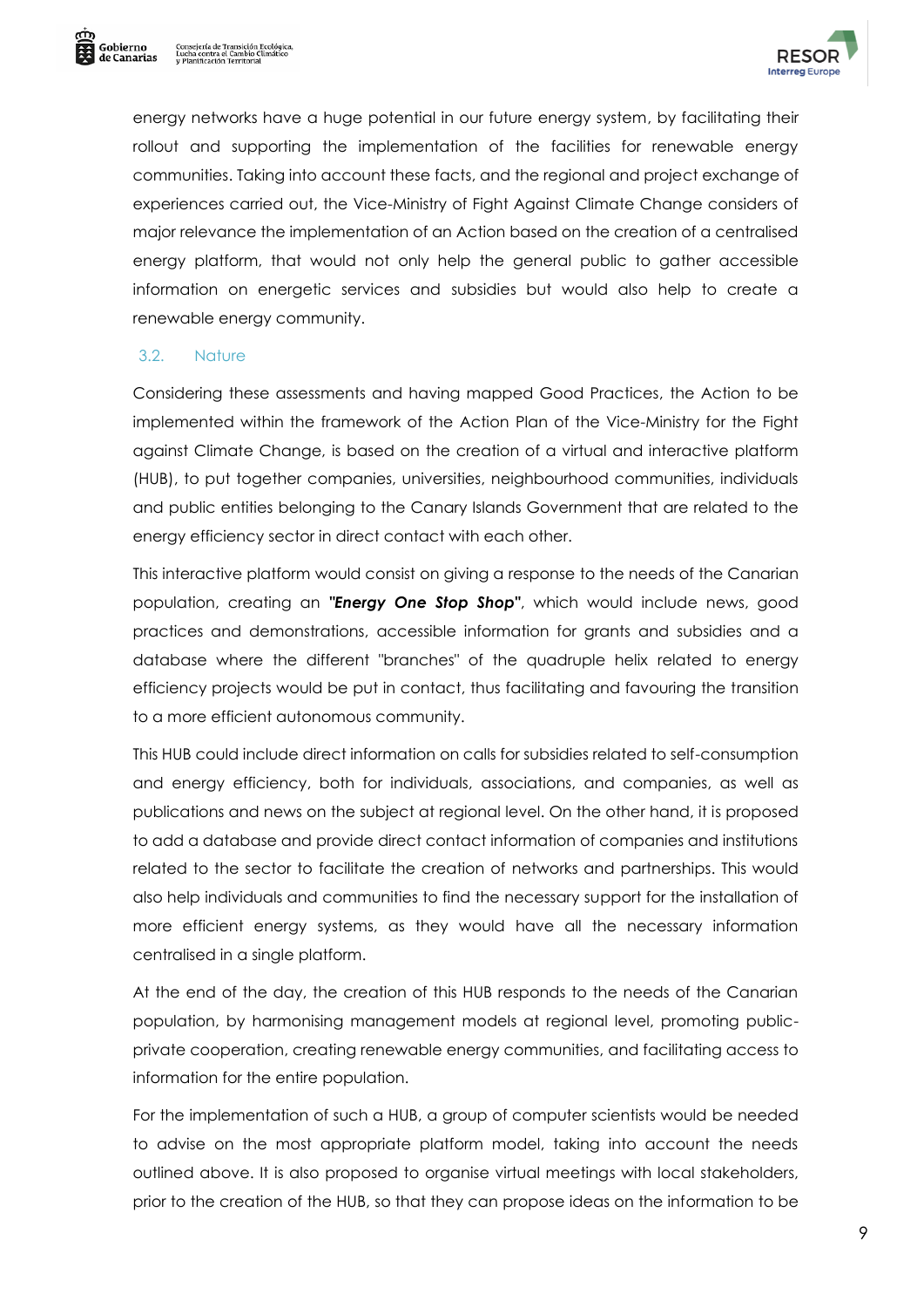energy networks have a huge potential in our future energy system, by facilitating their rollout and supporting the implementation of the facilities for renewable energy communities. Taking into account these facts, and the regional and project exchange of experiences carried out, the Vice-Ministry of Fight Against Climate Change considers of major relevance the implementation of an Action based on the creation of a centralised energy platform, that would not only help the general public to gather accessible information on energetic services and subsidies but would also help to create a renewable energy community.

### 3.2. Nature

Considering these assessments and having mapped Good Practices, the Action to be implemented within the framework of the Action Plan of the Vice-Ministry for the Fight against Climate Change, is based on the creation of a virtual and interactive platform (HUB), to put together companies, universities, neighbourhood communities, individuals and public entities belonging to the Canary Islands Government that are related to the energy efficiency sector in direct contact with each other.

This interactive platform would consist on giving a response to the needs of the Canarian population, creating an ***"Energy One Stop Shop"***, which would include news, good practices and demonstrations, accessible information for grants and subsidies and a database where the different "branches" of the quadruple helix related to energy efficiency projects would be put in contact, thus facilitating and favouring the transition to a more efficient autonomous community.

This HUB could include direct information on calls for subsidies related to self-consumption and energy efficiency, both for individuals, associations, and companies, as well as publications and news on the subject at regional level. On the other hand, it is proposed to add a database and provide direct contact information of companies and institutions related to the sector to facilitate the creation of networks and partnerships. This would also help individuals and communities to find the necessary support for the installation of more efficient energy systems, as they would have all the necessary information centralised in a single platform.

At the end of the day, the creation of this HUB responds to the needs of the Canarian population, by harmonising management models at regional level, promoting public-private cooperation, creating renewable energy communities, and facilitating access to information for the entire population.

For the implementation of such a HUB, a group of computer scientists would be needed to advise on the most appropriate platform model, taking into account the needs outlined above. It is also proposed to organise virtual meetings with local stakeholders, prior to the creation of the HUB, so that they can propose ideas on the information to be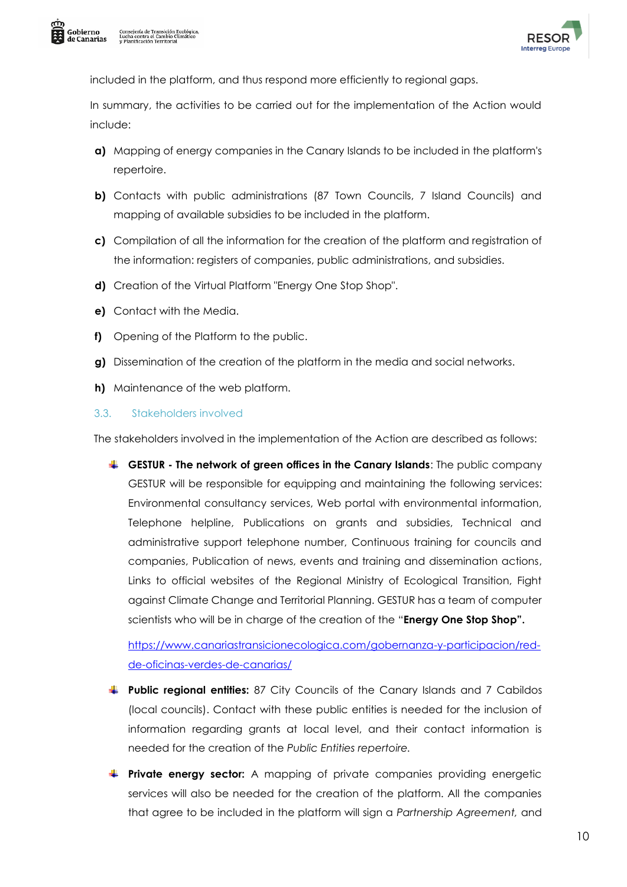included in the platform, and thus respond more efficiently to regional gaps.

In summary, the activities to be carried out for the implementation of the Action would include:

**a)** Mapping of energy companies in the Canary Islands to be included in the platform's repertoire.

**b)** Contacts with public administrations (87 Town Councils, 7 Island Councils) and mapping of available subsidies to be included in the platform.

**c)** Compilation of all the information for the creation of the platform and registration of the information: registers of companies, public administrations, and subsidies.

**d)** Creation of the Virtual Platform "Energy One Stop Shop".

**e)** Contact with the Media.

**f)** Opening of the Platform to the public.

**g)** Dissemination of the creation of the platform in the media and social networks.

**h)** Maintenance of the web platform.

### 3.3. Stakeholders involved

The stakeholders involved in the implementation of the Action are described as follows:

- **GESTUR - The network of green offices in the Canary Islands**: The public company GESTUR will be responsible for equipping and maintaining the following services: Environmental consultancy services, Web portal with environmental information, Telephone helpline, Publications on grants and subsidies, Technical and administrative support telephone number, Continuous training for councils and companies, Publication of news, events and training and dissemination actions, Links to official websites of the Regional Ministry of Ecological Transition, Fight against Climate Change and Territorial Planning. GESTUR has a team of computer scientists who will be in charge of the creation of the "**Energy One Stop Shop".**

  https://www.canariastransicionecologica.com/gobernanza-y-participacion/red-de-oficinas-verdes-de-canarias/

- **Public regional entities:** 87 City Councils of the Canary Islands and 7 Cabildos (local councils). Contact with these public entities is needed for the inclusion of information regarding grants at local level, and their contact information is needed for the creation of the *Public Entities repertoire.*

- **Private energy sector:** A mapping of private companies providing energetic services will also be needed for the creation of the platform. All the companies that agree to be included in the platform will sign a *Partnership Agreement*, and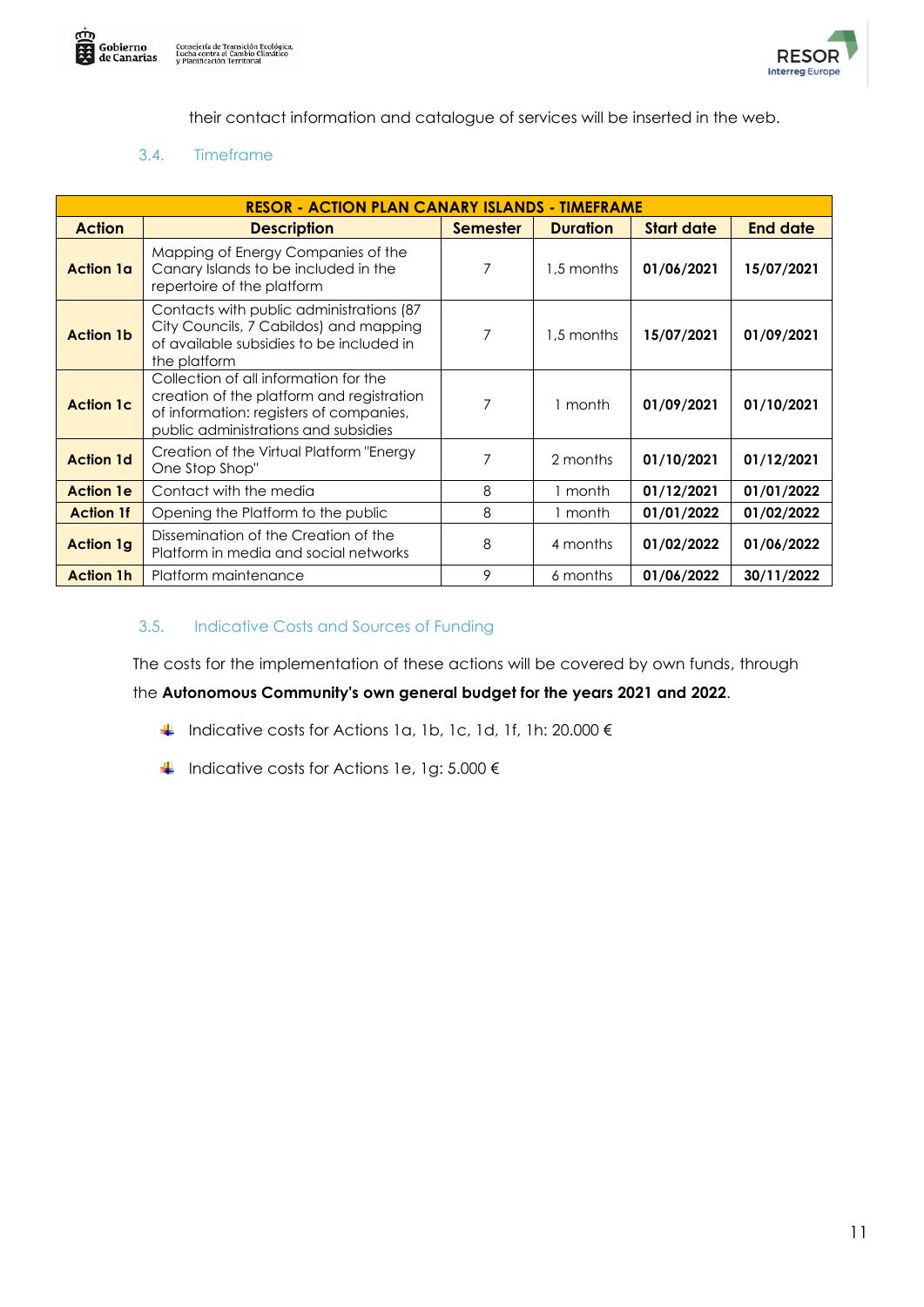their contact information and catalogue of services will be inserted in the web.

### 3.4. Timeframe

| RESOR - ACTION PLAN CANARY ISLANDS - TIMEFRAME | | | | | |
|---|---|---|---|---|---|
| **Action** | **Description** | **Semester** | **Duration** | **Start date** | **End date** |
| **Action 1a** | Mapping of Energy Companies of the Canary Islands to be included in the repertoire of the platform | 7 | 1,5 months | **01/06/2021** | **15/07/2021** |
| **Action 1b** | Contacts with public administrations (87 City Councils, 7 Cabildos) and mapping of available subsidies to be included in the platform | 7 | 1,5 months | **15/07/2021** | **01/09/2021** |
| **Action 1c** | Collection of all information for the creation of the platform and registration of information: registers of companies, public administrations and subsidies | 7 | 1 month | **01/09/2021** | **01/10/2021** |
| **Action 1d** | Creation of the Virtual Platform "Energy One Stop Shop" | 7 | 2 months | **01/10/2021** | **01/12/2021** |
| **Action 1e** | Contact with the media | 8 | 1 month | **01/12/2021** | **01/01/2022** |
| **Action 1f** | Opening the Platform to the public | 8 | 1 month | **01/01/2022** | **01/02/2022** |
| **Action 1g** | Dissemination of the Creation of the Platform in media and social networks | 8 | 4 months | **01/02/2022** | **01/06/2022** |
| **Action 1h** | Platform maintenance | 9 | 6 months | **01/06/2022** | **30/11/2022** |

### 3.5. Indicative Costs and Sources of Funding

The costs for the implementation of these actions will be covered by own funds, through the **Autonomous Community's own general budget for the years 2021 and 2022**.

- Indicative costs for Actions 1a, 1b, 1c, 1d, 1f, 1h: 20.000 €
- Indicative costs for Actions 1e, 1g: 5.000 €